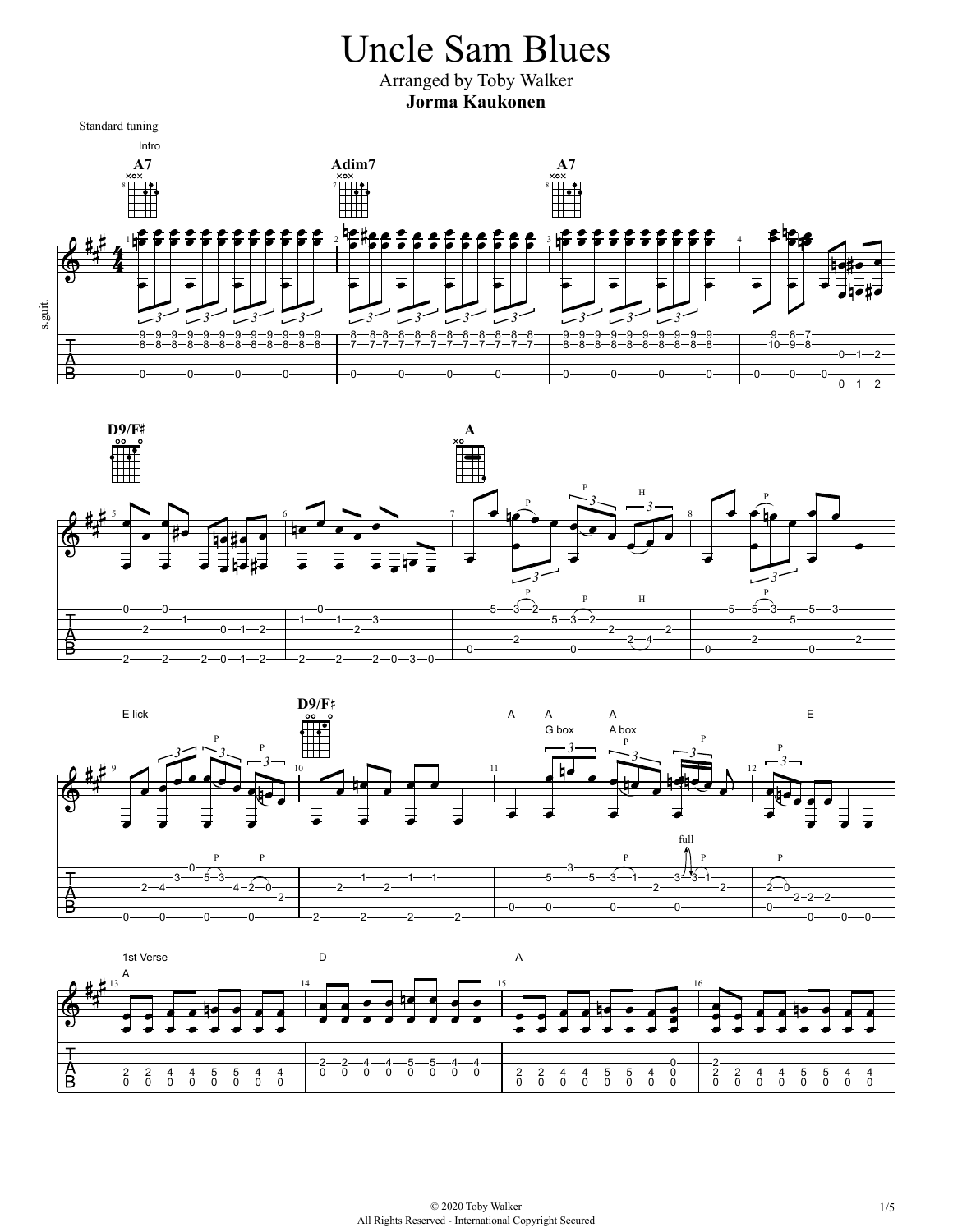# Uncle Sam Blues

Arranged by Toby Walker

**Jorma Kaukonen**

Standard tuning

Intro

A7 — Adim7 — A7

D9/F♯ — A

E lick — D9/F♯ — A — A G box — A A box — E

1st Verse

A — D — A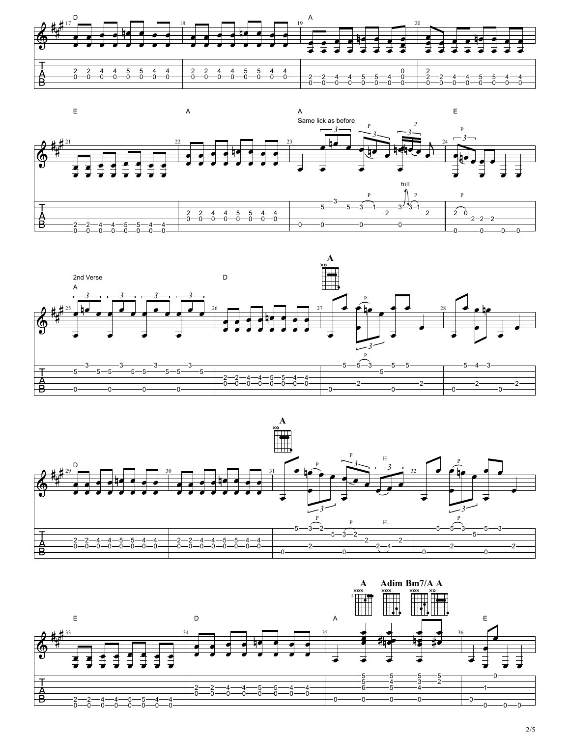D A

E A A E

Same lick as before

2nd Verse

A D A

D A

E D A Adim Bm7/A A E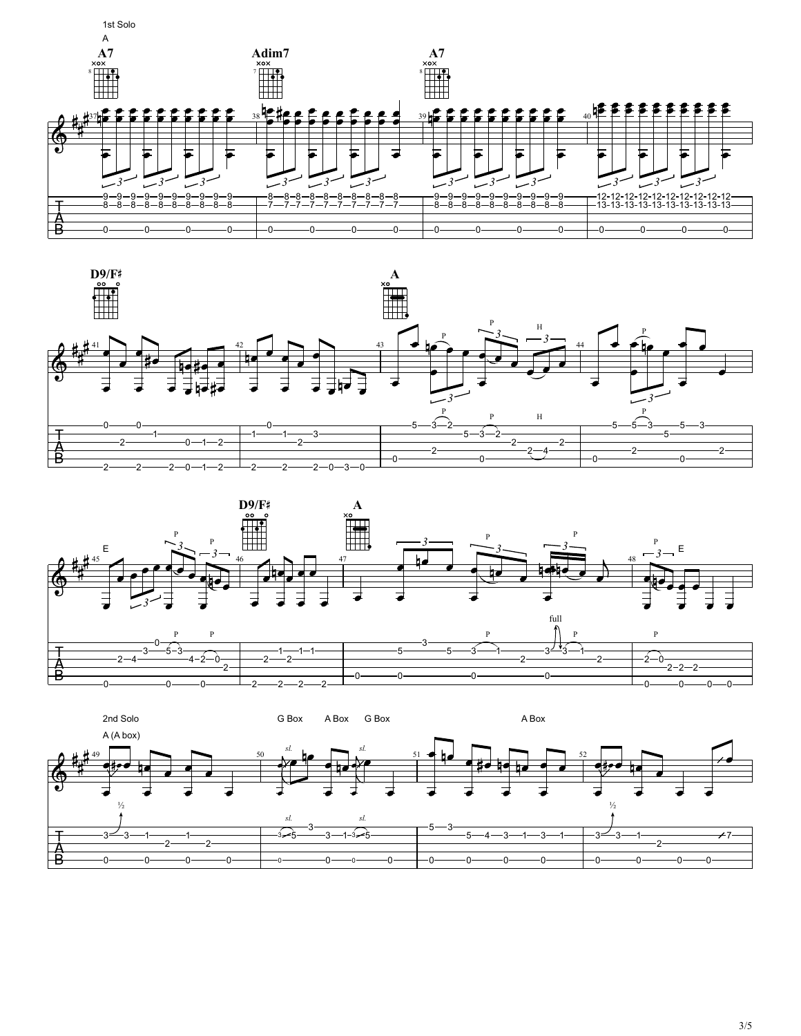1st Solo

A

A7 Adim7 A7

D9/F♯ A

E D9/F♯ A E

2nd Solo

A (A box) G Box A Box G Box A Box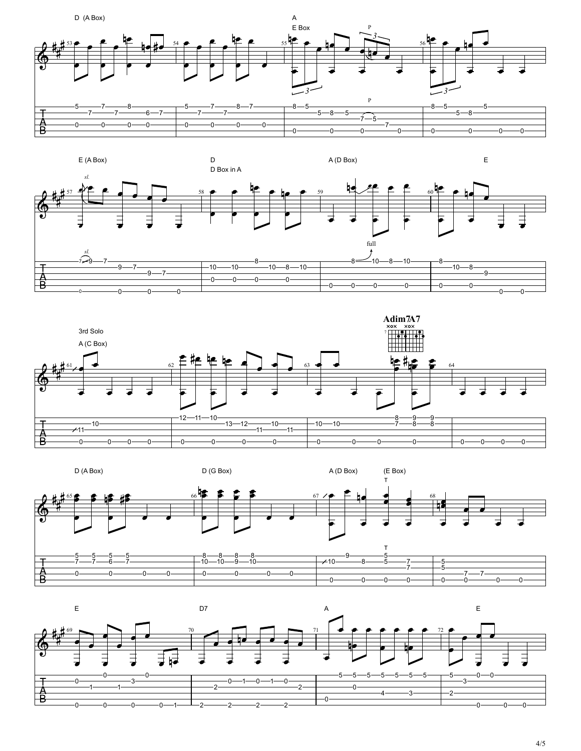D (A Box)

A
E Box

E (A Box)

D
D Box in A

A (D Box)

E

3rd Solo

A (C Box)

Adim7A7

D (A Box)

D (G Box)

A (D Box)

(E Box)

E

D7

A

E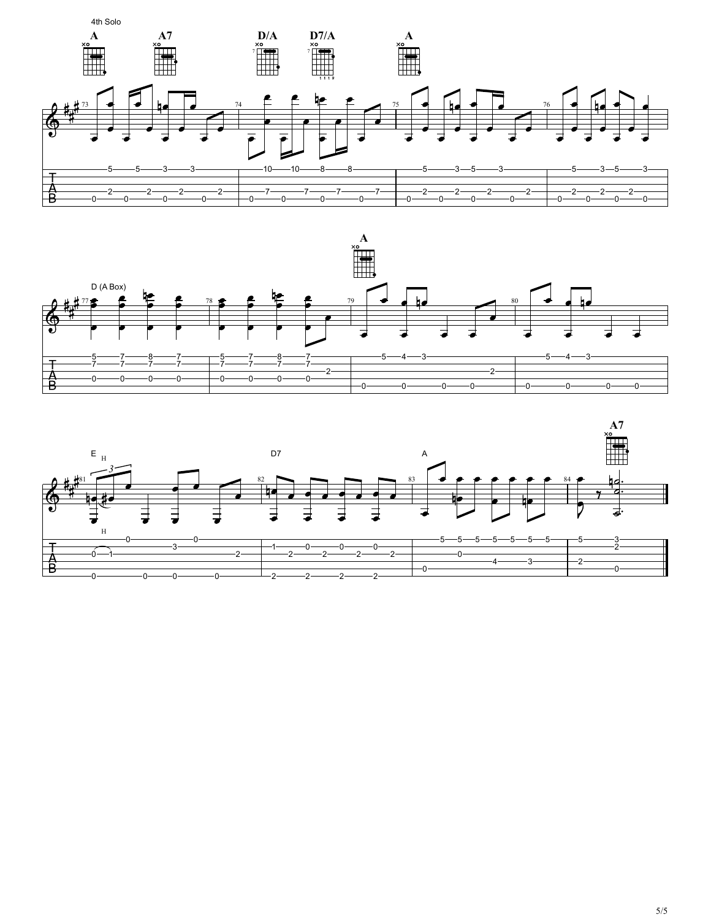4th Solo

A A7 D/A D7/A A

D (A Box)

A

E

D7

A

A7